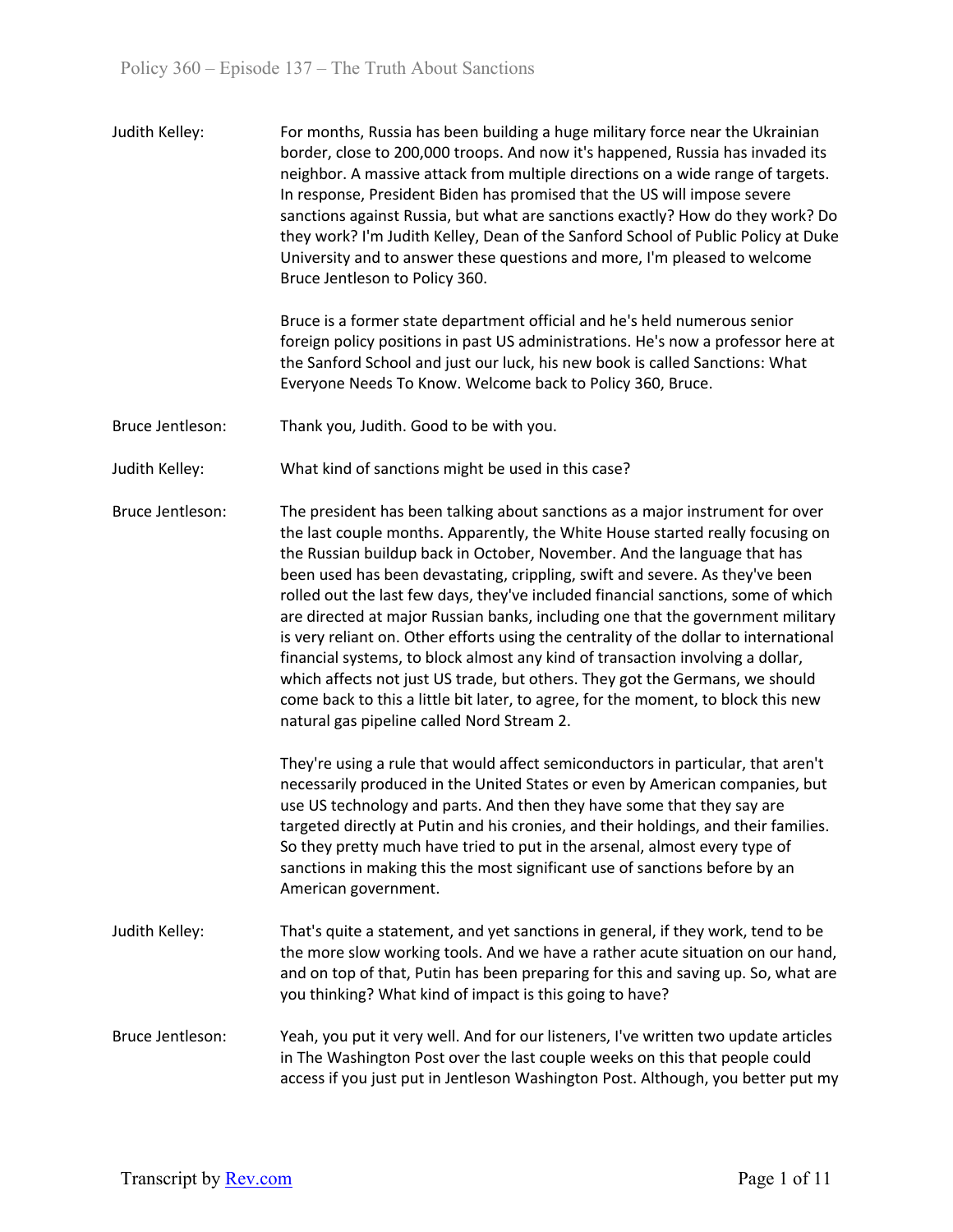**Judith Kelley:** For months, Russia has been building a huge military force near the Ukrainian border, close to 200,000 troops. And now it's happened, Russia has invaded its neighbor. A massive attack from multiple directions on a wide range of targets. In response, President Biden has promised that the US will impose severe sanctions against Russia, but what are sanctions exactly? How do they work? Do they work? I'm Judith Kelley, Dean of the Sanford School of Public Policy at Duke University and to answer these questions and more, I'm pleased to welcome Bruce Jentleson to Policy 360.

Bruce is a former state department official and he's held numerous senior foreign policy positions in past US administrations. He's now a professor here at the Sanford School and just our luck, his new book is called Sanctions: What Everyone Needs To Know. Welcome back to Policy 360, Bruce.

**Bruce Jentleson:** Thank you, Judith. Good to be with you.

**Judith Kelley:** What kind of sanctions might be used in this case?

**Bruce Jentleson:** The president has been talking about sanctions as a major instrument for over the last couple months. Apparently, the White House started really focusing on the Russian buildup back in October, November. And the language that has been used has been devastating, crippling, swift and severe. As they've been rolled out the last few days, they've included financial sanctions, some of which are directed at major Russian banks, including one that the government military is very reliant on. Other efforts using the centrality of the dollar to international financial systems, to block almost any kind of transaction involving a dollar, which affects not just US trade, but others. They got the Germans, we should come back to this a little bit later, to agree, for the moment, to block this new natural gas pipeline called Nord Stream 2.

They're using a rule that would affect semiconductors in particular, that aren't necessarily produced in the United States or even by American companies, but use US technology and parts. And then they have some that they say are targeted directly at Putin and his cronies, and their holdings, and their families. So they pretty much have tried to put in the arsenal, almost every type of sanctions in making this the most significant use of sanctions before by an American government.

**Judith Kelley:** That's quite a statement, and yet sanctions in general, if they work, tend to be the more slow working tools. And we have a rather acute situation on our hand, and on top of that, Putin has been preparing for this and saving up. So, what are you thinking? What kind of impact is this going to have?

**Bruce Jentleson:** Yeah, you put it very well. And for our listeners, I've written two update articles in The Washington Post over the last couple weeks on this that people could access if you just put in Jentleson Washington Post. Although, you better put my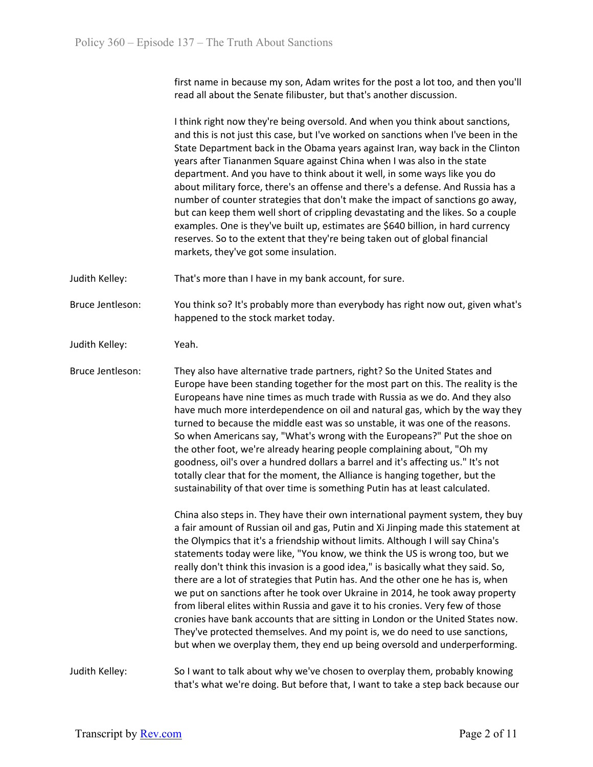first name in because my son, Adam writes for the post a lot too, and then you'll read all about the Senate filibuster, but that's another discussion.

I think right now they're being oversold. And when you think about sanctions, and this is not just this case, but I've worked on sanctions when I've been in the State Department back in the Obama years against Iran, way back in the Clinton years after Tiananmen Square against China when I was also in the state department. And you have to think about it well, in some ways like you do about military force, there's an offense and there's a defense. And Russia has a number of counter strategies that don't make the impact of sanctions go away, but can keep them well short of crippling devastating and the likes. So a couple examples. One is they've built up, estimates are $640 billion, in hard currency reserves. So to the extent that they're being taken out of global financial markets, they've got some insulation.

**Judith Kelley:** That's more than I have in my bank account, for sure.

**Bruce Jentleson:** You think so? It's probably more than everybody has right now out, given what's happened to the stock market today.

**Judith Kelley:** Yeah.

**Bruce Jentleson:** They also have alternative trade partners, right? So the United States and Europe have been standing together for the most part on this. The reality is the Europeans have nine times as much trade with Russia as we do. And they also have much more interdependence on oil and natural gas, which by the way they turned to because the middle east was so unstable, it was one of the reasons. So when Americans say, "What's wrong with the Europeans?" Put the shoe on the other foot, we're already hearing people complaining about, "Oh my goodness, oil's over a hundred dollars a barrel and it's affecting us." It's not totally clear that for the moment, the Alliance is hanging together, but the sustainability of that over time is something Putin has at least calculated.

China also steps in. They have their own international payment system, they buy a fair amount of Russian oil and gas, Putin and Xi Jinping made this statement at the Olympics that it's a friendship without limits. Although I will say China's statements today were like, "You know, we think the US is wrong too, but we really don't think this invasion is a good idea," is basically what they said. So, there are a lot of strategies that Putin has. And the other one he has is, when we put on sanctions after he took over Ukraine in 2014, he took away property from liberal elites within Russia and gave it to his cronies. Very few of those cronies have bank accounts that are sitting in London or the United States now. They've protected themselves. And my point is, we do need to use sanctions, but when we overplay them, they end up being oversold and underperforming.

**Judith Kelley:** So I want to talk about why we've chosen to overplay them, probably knowing that's what we're doing. But before that, I want to take a step back because our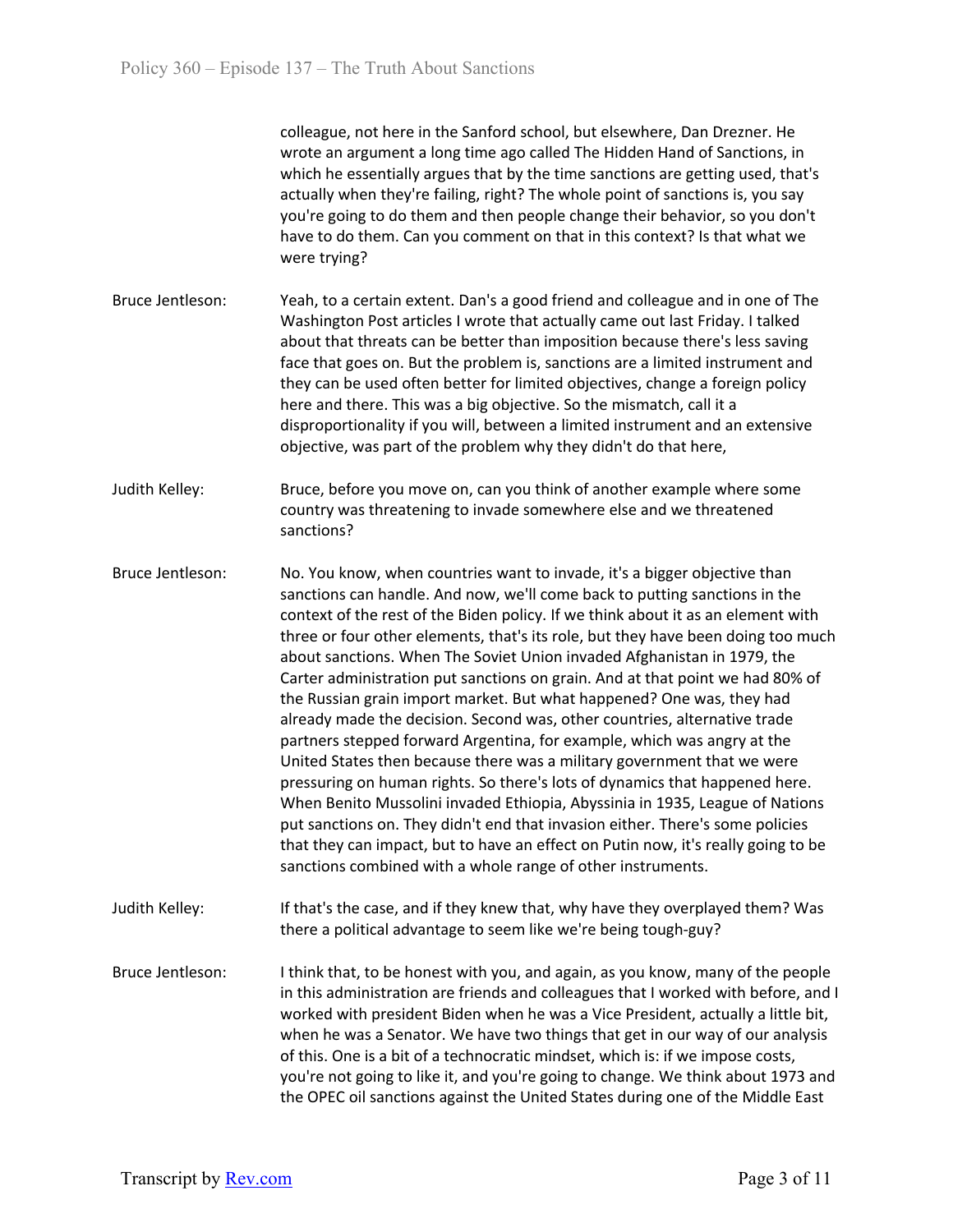colleague, not here in the Sanford school, but elsewhere, Dan Drezner. He wrote an argument a long time ago called The Hidden Hand of Sanctions, in which he essentially argues that by the time sanctions are getting used, that's actually when they're failing, right? The whole point of sanctions is, you say you're going to do them and then people change their behavior, so you don't have to do them. Can you comment on that in this context? Is that what we were trying?

**Bruce Jentleson:** Yeah, to a certain extent. Dan's a good friend and colleague and in one of The Washington Post articles I wrote that actually came out last Friday. I talked about that threats can be better than imposition because there's less saving face that goes on. But the problem is, sanctions are a limited instrument and they can be used often better for limited objectives, change a foreign policy here and there. This was a big objective. So the mismatch, call it a disproportionality if you will, between a limited instrument and an extensive objective, was part of the problem why they didn't do that here,

**Judith Kelley:** Bruce, before you move on, can you think of another example where some country was threatening to invade somewhere else and we threatened sanctions?

**Bruce Jentleson:** No. You know, when countries want to invade, it's a bigger objective than sanctions can handle. And now, we'll come back to putting sanctions in the context of the rest of the Biden policy. If we think about it as an element with three or four other elements, that's its role, but they have been doing too much about sanctions. When The Soviet Union invaded Afghanistan in 1979, the Carter administration put sanctions on grain. And at that point we had 80% of the Russian grain import market. But what happened? One was, they had already made the decision. Second was, other countries, alternative trade partners stepped forward Argentina, for example, which was angry at the United States then because there was a military government that we were pressuring on human rights. So there's lots of dynamics that happened here. When Benito Mussolini invaded Ethiopia, Abyssinia in 1935, League of Nations put sanctions on. They didn't end that invasion either. There's some policies that they can impact, but to have an effect on Putin now, it's really going to be sanctions combined with a whole range of other instruments.

**Judith Kelley:** If that's the case, and if they knew that, why have they overplayed them? Was there a political advantage to seem like we're being tough-guy?

**Bruce Jentleson:** I think that, to be honest with you, and again, as you know, many of the people in this administration are friends and colleagues that I worked with before, and I worked with president Biden when he was a Vice President, actually a little bit, when he was a Senator. We have two things that get in our way of our analysis of this. One is a bit of a technocratic mindset, which is: if we impose costs, you're not going to like it, and you're going to change. We think about 1973 and the OPEC oil sanctions against the United States during one of the Middle East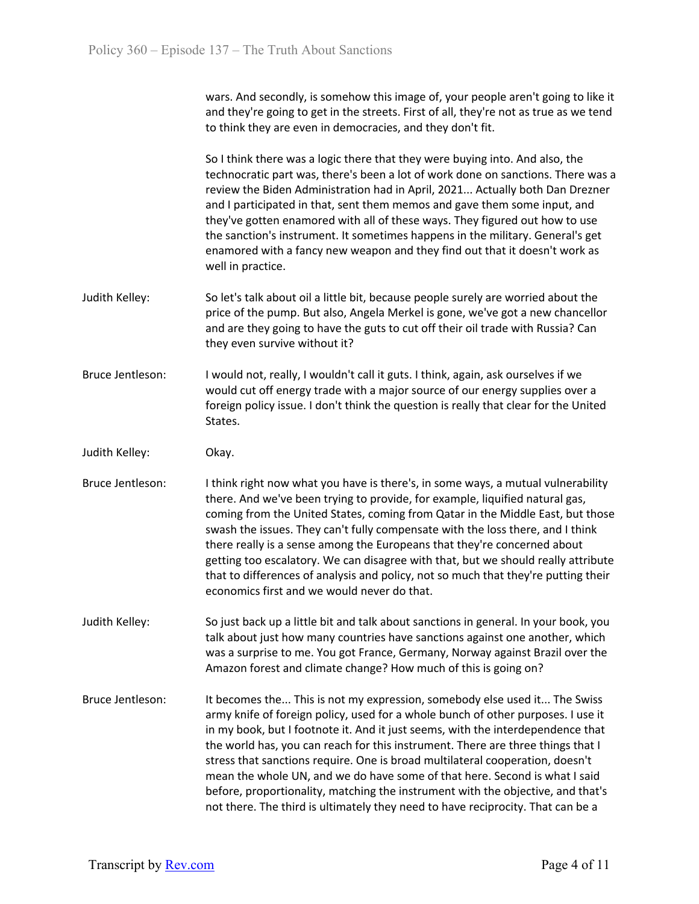wars. And secondly, is somehow this image of, your people aren't going to like it and they're going to get in the streets. First of all, they're not as true as we tend to think they are even in democracies, and they don't fit.

So I think there was a logic there that they were buying into. And also, the technocratic part was, there's been a lot of work done on sanctions. There was a review the Biden Administration had in April, 2021... Actually both Dan Drezner and I participated in that, sent them memos and gave them some input, and they've gotten enamored with all of these ways. They figured out how to use the sanction's instrument. It sometimes happens in the military. General's get enamored with a fancy new weapon and they find out that it doesn't work as well in practice.

**Judith Kelley:** So let's talk about oil a little bit, because people surely are worried about the price of the pump. But also, Angela Merkel is gone, we've got a new chancellor and are they going to have the guts to cut off their oil trade with Russia? Can they even survive without it?

**Bruce Jentleson:** I would not, really, I wouldn't call it guts. I think, again, ask ourselves if we would cut off energy trade with a major source of our energy supplies over a foreign policy issue. I don't think the question is really that clear for the United States.

**Judith Kelley:** Okay.

**Bruce Jentleson:** I think right now what you have is there's, in some ways, a mutual vulnerability there. And we've been trying to provide, for example, liquified natural gas, coming from the United States, coming from Qatar in the Middle East, but those swash the issues. They can't fully compensate with the loss there, and I think there really is a sense among the Europeans that they're concerned about getting too escalatory. We can disagree with that, but we should really attribute that to differences of analysis and policy, not so much that they're putting their economics first and we would never do that.

**Judith Kelley:** So just back up a little bit and talk about sanctions in general. In your book, you talk about just how many countries have sanctions against one another, which was a surprise to me. You got France, Germany, Norway against Brazil over the Amazon forest and climate change? How much of this is going on?

**Bruce Jentleson:** It becomes the... This is not my expression, somebody else used it... The Swiss army knife of foreign policy, used for a whole bunch of other purposes. I use it in my book, but I footnote it. And it just seems, with the interdependence that the world has, you can reach for this instrument. There are three things that I stress that sanctions require. One is broad multilateral cooperation, doesn't mean the whole UN, and we do have some of that here. Second is what I said before, proportionality, matching the instrument with the objective, and that's not there. The third is ultimately they need to have reciprocity. That can be a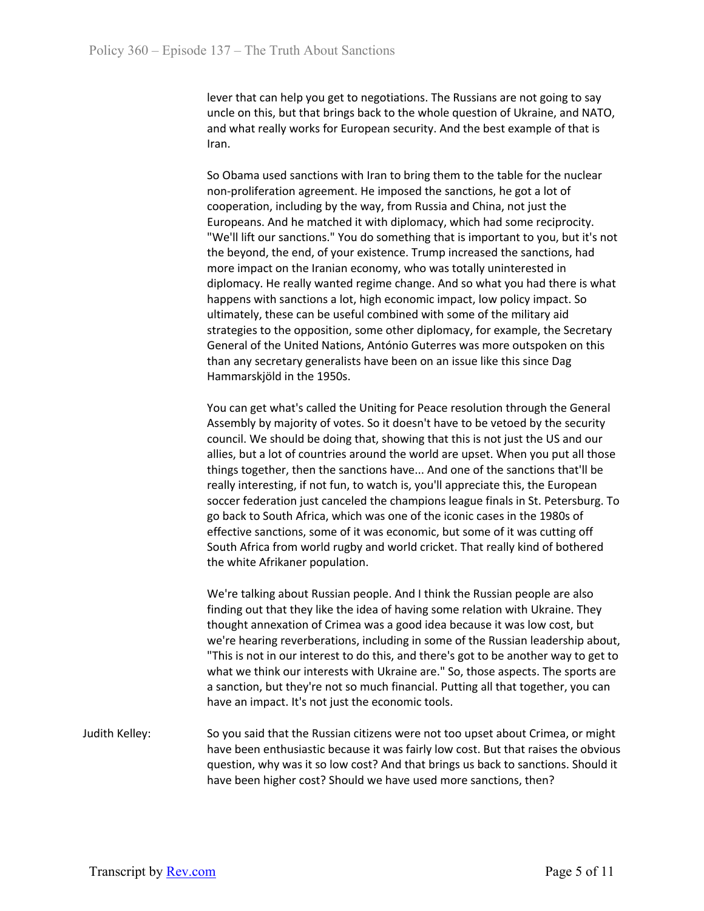lever that can help you get to negotiations. The Russians are not going to say uncle on this, but that brings back to the whole question of Ukraine, and NATO, and what really works for European security. And the best example of that is Iran.

So Obama used sanctions with Iran to bring them to the table for the nuclear non-proliferation agreement. He imposed the sanctions, he got a lot of cooperation, including by the way, from Russia and China, not just the Europeans. And he matched it with diplomacy, which had some reciprocity. "We'll lift our sanctions." You do something that is important to you, but it's not the beyond, the end, of your existence. Trump increased the sanctions, had more impact on the Iranian economy, who was totally uninterested in diplomacy. He really wanted regime change. And so what you had there is what happens with sanctions a lot, high economic impact, low policy impact. So ultimately, these can be useful combined with some of the military aid strategies to the opposition, some other diplomacy, for example, the Secretary General of the United Nations, António Guterres was more outspoken on this than any secretary generalists have been on an issue like this since Dag Hammarskjöld in the 1950s.

You can get what's called the Uniting for Peace resolution through the General Assembly by majority of votes. So it doesn't have to be vetoed by the security council. We should be doing that, showing that this is not just the US and our allies, but a lot of countries around the world are upset. When you put all those things together, then the sanctions have... And one of the sanctions that'll be really interesting, if not fun, to watch is, you'll appreciate this, the European soccer federation just canceled the champions league finals in St. Petersburg. To go back to South Africa, which was one of the iconic cases in the 1980s of effective sanctions, some of it was economic, but some of it was cutting off South Africa from world rugby and world cricket. That really kind of bothered the white Afrikaner population.

We're talking about Russian people. And I think the Russian people are also finding out that they like the idea of having some relation with Ukraine. They thought annexation of Crimea was a good idea because it was low cost, but we're hearing reverberations, including in some of the Russian leadership about, "This is not in our interest to do this, and there's got to be another way to get to what we think our interests with Ukraine are." So, those aspects. The sports are a sanction, but they're not so much financial. Putting all that together, you can have an impact. It's not just the economic tools.

Judith Kelley: So you said that the Russian citizens were not too upset about Crimea, or might have been enthusiastic because it was fairly low cost. But that raises the obvious question, why was it so low cost? And that brings us back to sanctions. Should it have been higher cost? Should we have used more sanctions, then?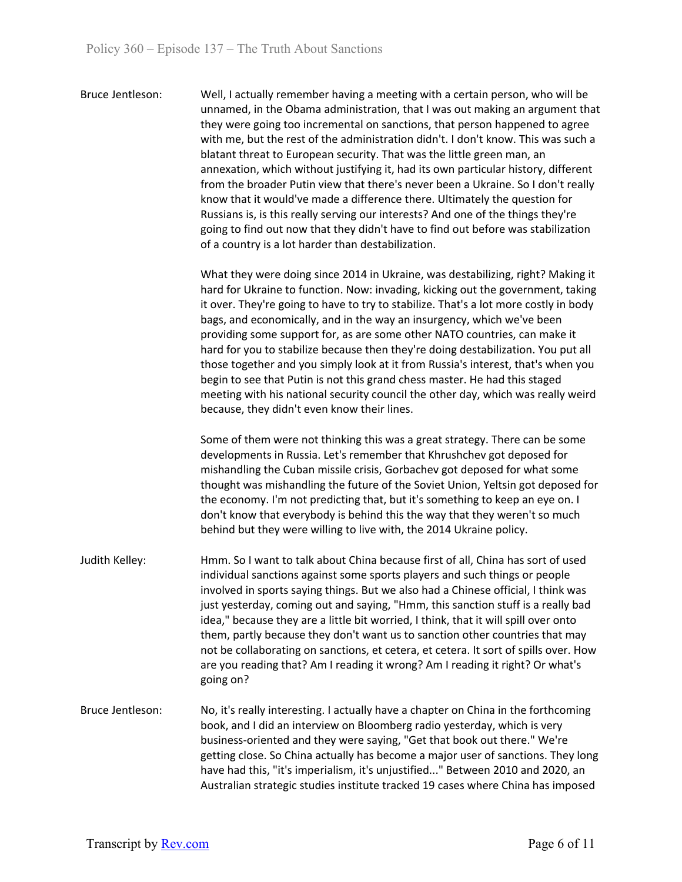Bruce Jentleson: Well, I actually remember having a meeting with a certain person, who will be unnamed, in the Obama administration, that I was out making an argument that they were going too incremental on sanctions, that person happened to agree with me, but the rest of the administration didn't. I don't know. This was such a blatant threat to European security. That was the little green man, an annexation, which without justifying it, had its own particular history, different from the broader Putin view that there's never been a Ukraine. So I don't really know that it would've made a difference there. Ultimately the question for Russians is, is this really serving our interests? And one of the things they're going to find out now that they didn't have to find out before was stabilization of a country is a lot harder than destabilization.

What they were doing since 2014 in Ukraine, was destabilizing, right? Making it hard for Ukraine to function. Now: invading, kicking out the government, taking it over. They're going to have to try to stabilize. That's a lot more costly in body bags, and economically, and in the way an insurgency, which we've been providing some support for, as are some other NATO countries, can make it hard for you to stabilize because then they're doing destabilization. You put all those together and you simply look at it from Russia's interest, that's when you begin to see that Putin is not this grand chess master. He had this staged meeting with his national security council the other day, which was really weird because, they didn't even know their lines.

Some of them were not thinking this was a great strategy. There can be some developments in Russia. Let's remember that Khrushchev got deposed for mishandling the Cuban missile crisis, Gorbachev got deposed for what some thought was mishandling the future of the Soviet Union, Yeltsin got deposed for the economy. I'm not predicting that, but it's something to keep an eye on. I don't know that everybody is behind this the way that they weren't so much behind but they were willing to live with, the 2014 Ukraine policy.

Judith Kelley: Hmm. So I want to talk about China because first of all, China has sort of used individual sanctions against some sports players and such things or people involved in sports saying things. But we also had a Chinese official, I think was just yesterday, coming out and saying, "Hmm, this sanction stuff is a really bad idea," because they are a little bit worried, I think, that it will spill over onto them, partly because they don't want us to sanction other countries that may not be collaborating on sanctions, et cetera, et cetera. It sort of spills over. How are you reading that? Am I reading it wrong? Am I reading it right? Or what's going on?

Bruce Jentleson: No, it's really interesting. I actually have a chapter on China in the forthcoming book, and I did an interview on Bloomberg radio yesterday, which is very business-oriented and they were saying, "Get that book out there." We're getting close. So China actually has become a major user of sanctions. They long have had this, "it's imperialism, it's unjustified..." Between 2010 and 2020, an Australian strategic studies institute tracked 19 cases where China has imposed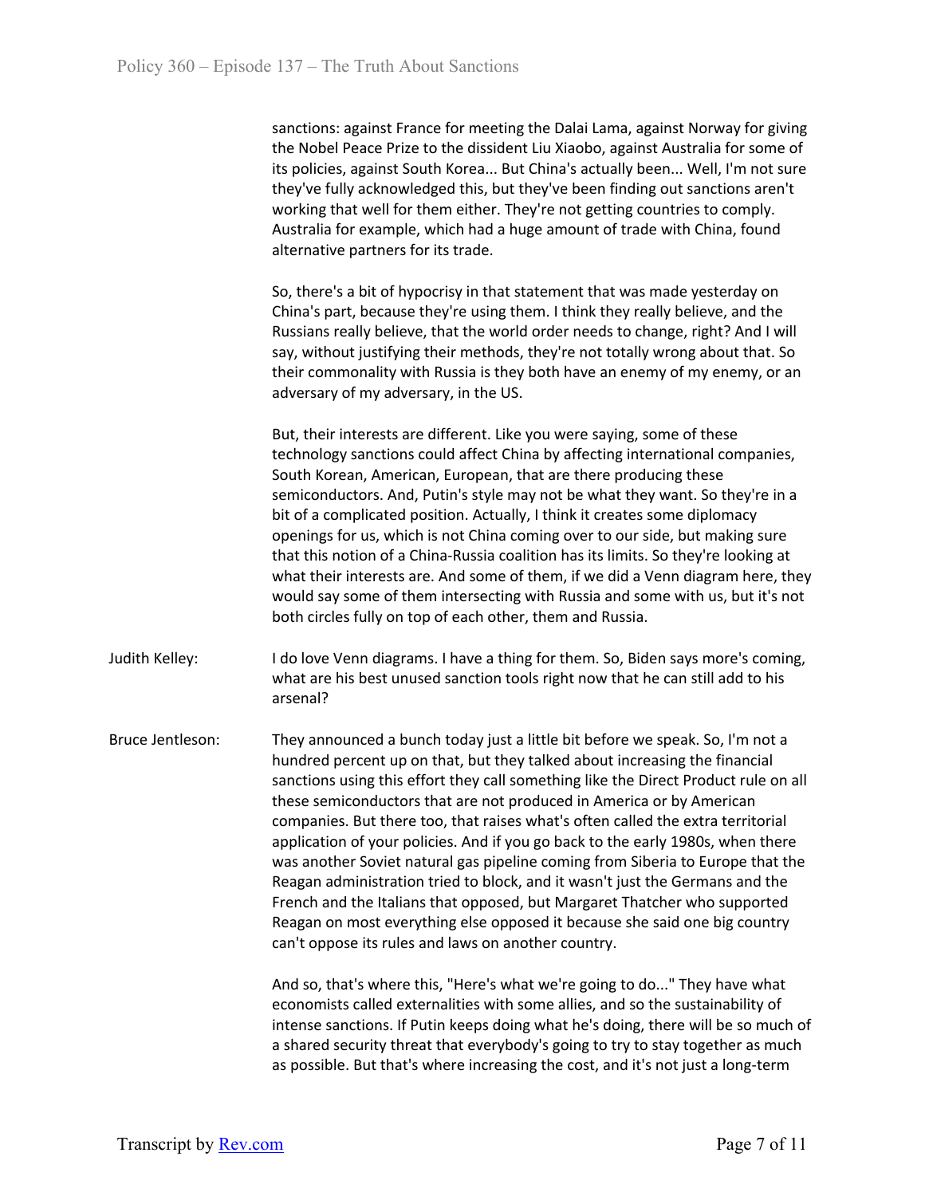sanctions: against France for meeting the Dalai Lama, against Norway for giving the Nobel Peace Prize to the dissident Liu Xiaobo, against Australia for some of its policies, against South Korea... But China's actually been... Well, I'm not sure they've fully acknowledged this, but they've been finding out sanctions aren't working that well for them either. They're not getting countries to comply. Australia for example, which had a huge amount of trade with China, found alternative partners for its trade.

So, there's a bit of hypocrisy in that statement that was made yesterday on China's part, because they're using them. I think they really believe, and the Russians really believe, that the world order needs to change, right? And I will say, without justifying their methods, they're not totally wrong about that. So their commonality with Russia is they both have an enemy of my enemy, or an adversary of my adversary, in the US.

But, their interests are different. Like you were saying, some of these technology sanctions could affect China by affecting international companies, South Korean, American, European, that are there producing these semiconductors. And, Putin's style may not be what they want. So they're in a bit of a complicated position. Actually, I think it creates some diplomacy openings for us, which is not China coming over to our side, but making sure that this notion of a China-Russia coalition has its limits. So they're looking at what their interests are. And some of them, if we did a Venn diagram here, they would say some of them intersecting with Russia and some with us, but it's not both circles fully on top of each other, them and Russia.

**Judith Kelley:** I do love Venn diagrams. I have a thing for them. So, Biden says more's coming, what are his best unused sanction tools right now that he can still add to his arsenal?

**Bruce Jentleson:** They announced a bunch today just a little bit before we speak. So, I'm not a hundred percent up on that, but they talked about increasing the financial sanctions using this effort they call something like the Direct Product rule on all these semiconductors that are not produced in America or by American companies. But there too, that raises what's often called the extra territorial application of your policies. And if you go back to the early 1980s, when there was another Soviet natural gas pipeline coming from Siberia to Europe that the Reagan administration tried to block, and it wasn't just the Germans and the French and the Italians that opposed, but Margaret Thatcher who supported Reagan on most everything else opposed it because she said one big country can't oppose its rules and laws on another country.

And so, that's where this, "Here's what we're going to do..." They have what economists called externalities with some allies, and so the sustainability of intense sanctions. If Putin keeps doing what he's doing, there will be so much of a shared security threat that everybody's going to try to stay together as much as possible. But that's where increasing the cost, and it's not just a long-term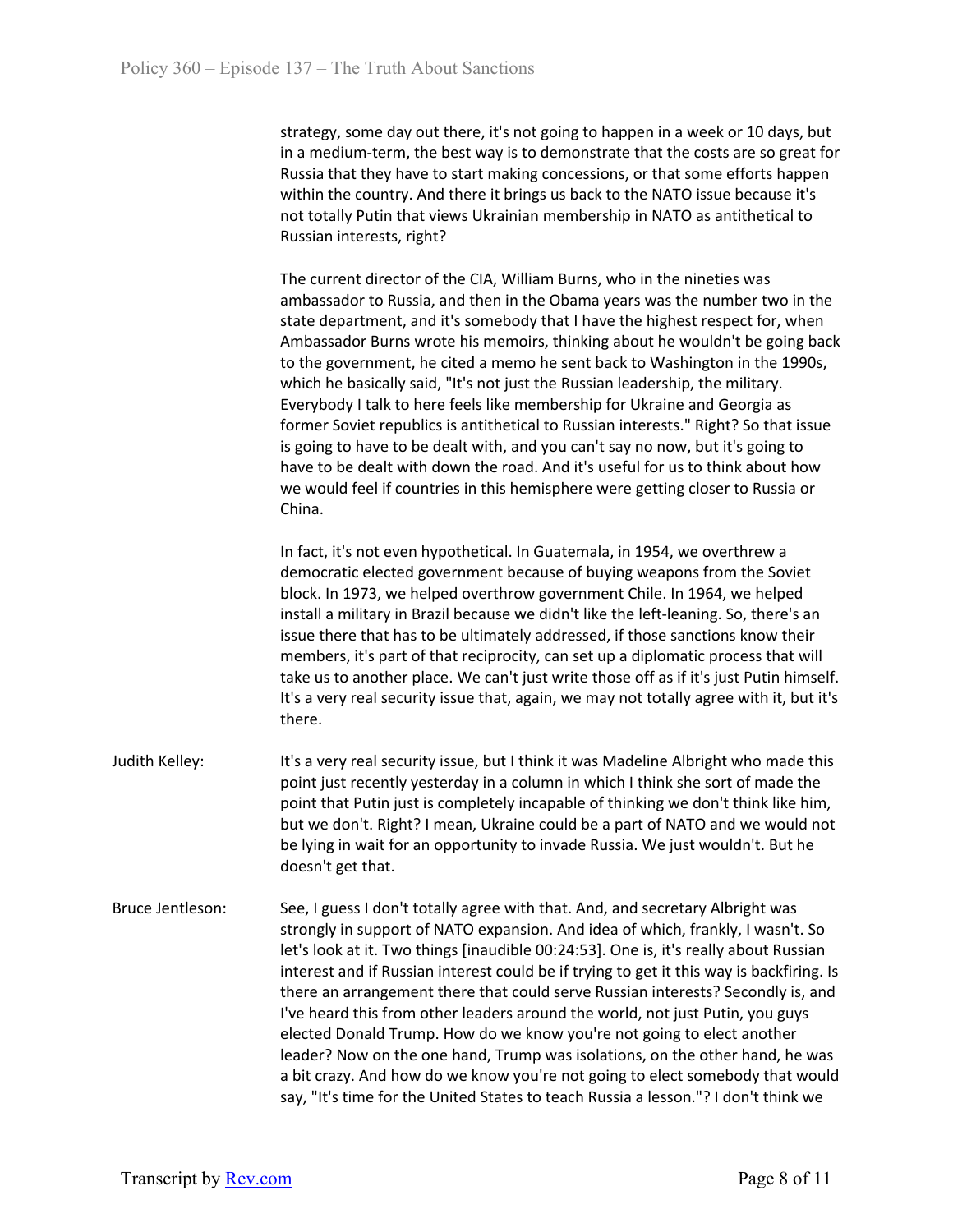strategy, some day out there, it's not going to happen in a week or 10 days, but in a medium-term, the best way is to demonstrate that the costs are so great for Russia that they have to start making concessions, or that some efforts happen within the country. And there it brings us back to the NATO issue because it's not totally Putin that views Ukrainian membership in NATO as antithetical to Russian interests, right?

The current director of the CIA, William Burns, who in the nineties was ambassador to Russia, and then in the Obama years was the number two in the state department, and it's somebody that I have the highest respect for, when Ambassador Burns wrote his memoirs, thinking about he wouldn't be going back to the government, he cited a memo he sent back to Washington in the 1990s, which he basically said, "It's not just the Russian leadership, the military. Everybody I talk to here feels like membership for Ukraine and Georgia as former Soviet republics is antithetical to Russian interests." Right? So that issue is going to have to be dealt with, and you can't say no now, but it's going to have to be dealt with down the road. And it's useful for us to think about how we would feel if countries in this hemisphere were getting closer to Russia or China.

In fact, it's not even hypothetical. In Guatemala, in 1954, we overthrew a democratic elected government because of buying weapons from the Soviet block. In 1973, we helped overthrow government Chile. In 1964, we helped install a military in Brazil because we didn't like the left-leaning. So, there's an issue there that has to be ultimately addressed, if those sanctions know their members, it's part of that reciprocity, can set up a diplomatic process that will take us to another place. We can't just write those off as if it's just Putin himself. It's a very real security issue that, again, we may not totally agree with it, but it's there.

**Judith Kelley:** It's a very real security issue, but I think it was Madeline Albright who made this point just recently yesterday in a column in which I think she sort of made the point that Putin just is completely incapable of thinking we don't think like him, but we don't. Right? I mean, Ukraine could be a part of NATO and we would not be lying in wait for an opportunity to invade Russia. We just wouldn't. But he doesn't get that.

**Bruce Jentleson:** See, I guess I don't totally agree with that. And, and secretary Albright was strongly in support of NATO expansion. And idea of which, frankly, I wasn't. So let's look at it. Two things [inaudible 00:24:53]. One is, it's really about Russian interest and if Russian interest could be if trying to get it this way is backfiring. Is there an arrangement there that could serve Russian interests? Secondly is, and I've heard this from other leaders around the world, not just Putin, you guys elected Donald Trump. How do we know you're not going to elect another leader? Now on the one hand, Trump was isolations, on the other hand, he was a bit crazy. And how do we know you're not going to elect somebody that would say, "It's time for the United States to teach Russia a lesson."? I don't think we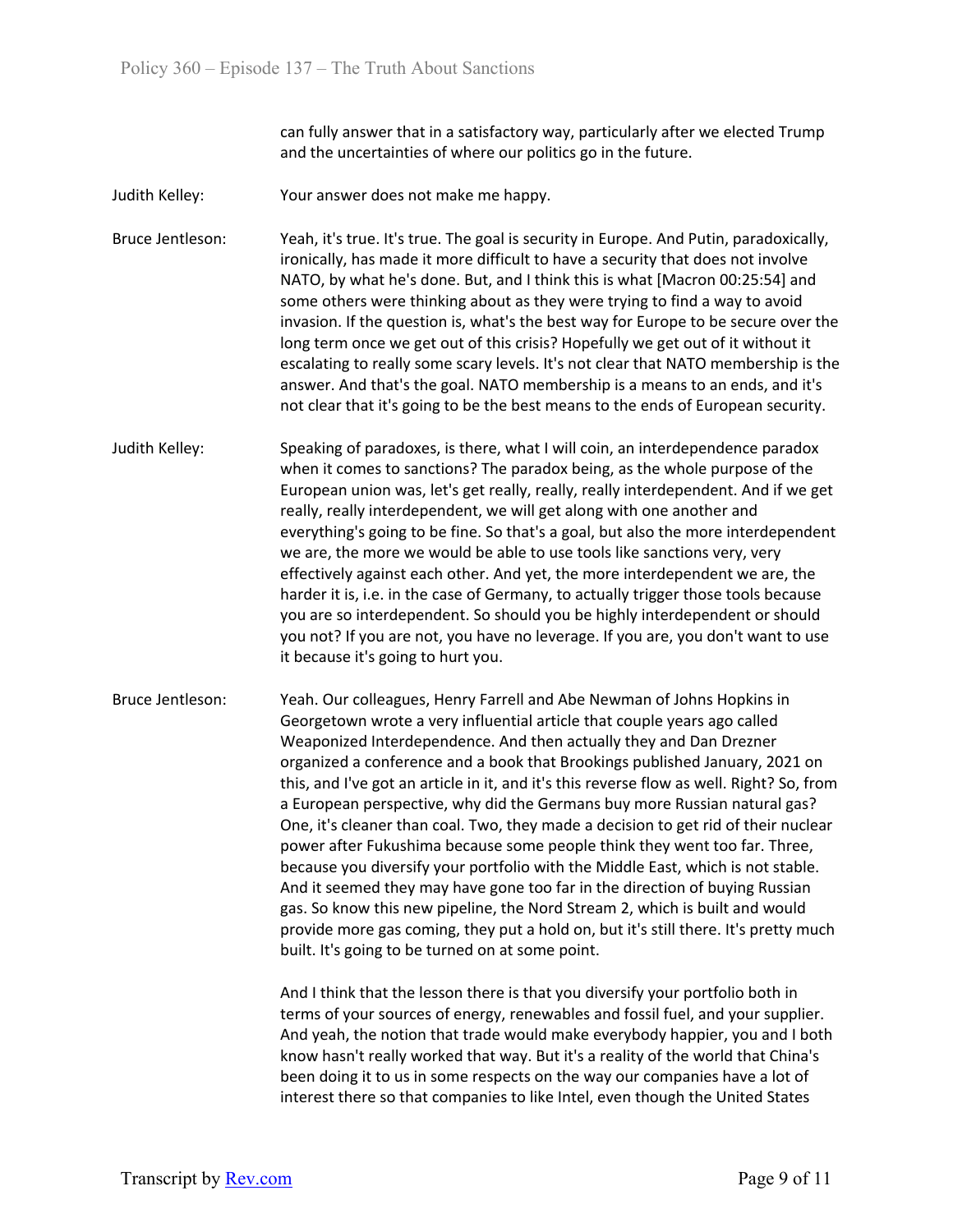can fully answer that in a satisfactory way, particularly after we elected Trump and the uncertainties of where our politics go in the future.

Judith Kelley: Your answer does not make me happy.

Bruce Jentleson: Yeah, it's true. It's true. The goal is security in Europe. And Putin, paradoxically, ironically, has made it more difficult to have a security that does not involve NATO, by what he's done. But, and I think this is what [Macron 00:25:54] and some others were thinking about as they were trying to find a way to avoid invasion. If the question is, what's the best way for Europe to be secure over the long term once we get out of this crisis? Hopefully we get out of it without it escalating to really some scary levels. It's not clear that NATO membership is the answer. And that's the goal. NATO membership is a means to an ends, and it's not clear that it's going to be the best means to the ends of European security.

Judith Kelley: Speaking of paradoxes, is there, what I will coin, an interdependence paradox when it comes to sanctions? The paradox being, as the whole purpose of the European union was, let's get really, really, really interdependent. And if we get really, really interdependent, we will get along with one another and everything's going to be fine. So that's a goal, but also the more interdependent we are, the more we would be able to use tools like sanctions very, very effectively against each other. And yet, the more interdependent we are, the harder it is, i.e. in the case of Germany, to actually trigger those tools because you are so interdependent. So should you be highly interdependent or should you not? If you are not, you have no leverage. If you are, you don't want to use it because it's going to hurt you.

Bruce Jentleson: Yeah. Our colleagues, Henry Farrell and Abe Newman of Johns Hopkins in Georgetown wrote a very influential article that couple years ago called Weaponized Interdependence. And then actually they and Dan Drezner organized a conference and a book that Brookings published January, 2021 on this, and I've got an article in it, and it's this reverse flow as well. Right? So, from a European perspective, why did the Germans buy more Russian natural gas? One, it's cleaner than coal. Two, they made a decision to get rid of their nuclear power after Fukushima because some people think they went too far. Three, because you diversify your portfolio with the Middle East, which is not stable. And it seemed they may have gone too far in the direction of buying Russian gas. So know this new pipeline, the Nord Stream 2, which is built and would provide more gas coming, they put a hold on, but it's still there. It's pretty much built. It's going to be turned on at some point.

And I think that the lesson there is that you diversify your portfolio both in terms of your sources of energy, renewables and fossil fuel, and your supplier. And yeah, the notion that trade would make everybody happier, you and I both know hasn't really worked that way. But it's a reality of the world that China's been doing it to us in some respects on the way our companies have a lot of interest there so that companies to like Intel, even though the United States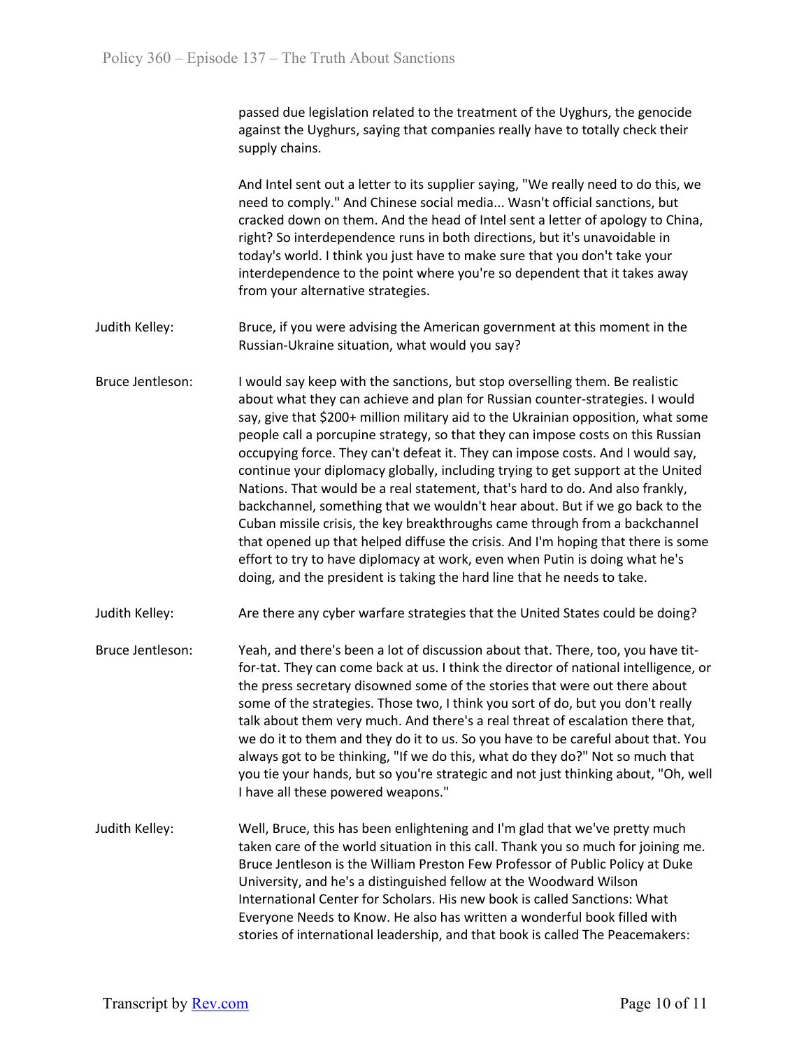passed due legislation related to the treatment of the Uyghurs, the genocide against the Uyghurs, saying that companies really have to totally check their supply chains.

And Intel sent out a letter to its supplier saying, "We really need to do this, we need to comply." And Chinese social media... Wasn't official sanctions, but cracked down on them. And the head of Intel sent a letter of apology to China, right? So interdependence runs in both directions, but it's unavoidable in today's world. I think you just have to make sure that you don't take your interdependence to the point where you're so dependent that it takes away from your alternative strategies.

Judith Kelley: Bruce, if you were advising the American government at this moment in the Russian-Ukraine situation, what would you say?

Bruce Jentleson: I would say keep with the sanctions, but stop overselling them. Be realistic about what they can achieve and plan for Russian counter-strategies. I would say, give that $200+ million military aid to the Ukrainian opposition, what some people call a porcupine strategy, so that they can impose costs on this Russian occupying force. They can't defeat it. They can impose costs. And I would say, continue your diplomacy globally, including trying to get support at the United Nations. That would be a real statement, that's hard to do. And also frankly, backchannel, something that we wouldn't hear about. But if we go back to the Cuban missile crisis, the key breakthroughs came through from a backchannel that opened up that helped diffuse the crisis. And I'm hoping that there is some effort to try to have diplomacy at work, even when Putin is doing what he's doing, and the president is taking the hard line that he needs to take.

Judith Kelley: Are there any cyber warfare strategies that the United States could be doing?

Bruce Jentleson: Yeah, and there's been a lot of discussion about that. There, too, you have tit-for-tat. They can come back at us. I think the director of national intelligence, or the press secretary disowned some of the stories that were out there about some of the strategies. Those two, I think you sort of do, but you don't really talk about them very much. And there's a real threat of escalation there that, we do it to them and they do it to us. So you have to be careful about that. You always got to be thinking, "If we do this, what do they do?" Not so much that you tie your hands, but so you're strategic and not just thinking about, "Oh, well I have all these powered weapons."

Judith Kelley: Well, Bruce, this has been enlightening and I'm glad that we've pretty much taken care of the world situation in this call. Thank you so much for joining me. Bruce Jentleson is the William Preston Few Professor of Public Policy at Duke University, and he's a distinguished fellow at the Woodward Wilson International Center for Scholars. His new book is called Sanctions: What Everyone Needs to Know. He also has written a wonderful book filled with stories of international leadership, and that book is called The Peacemakers: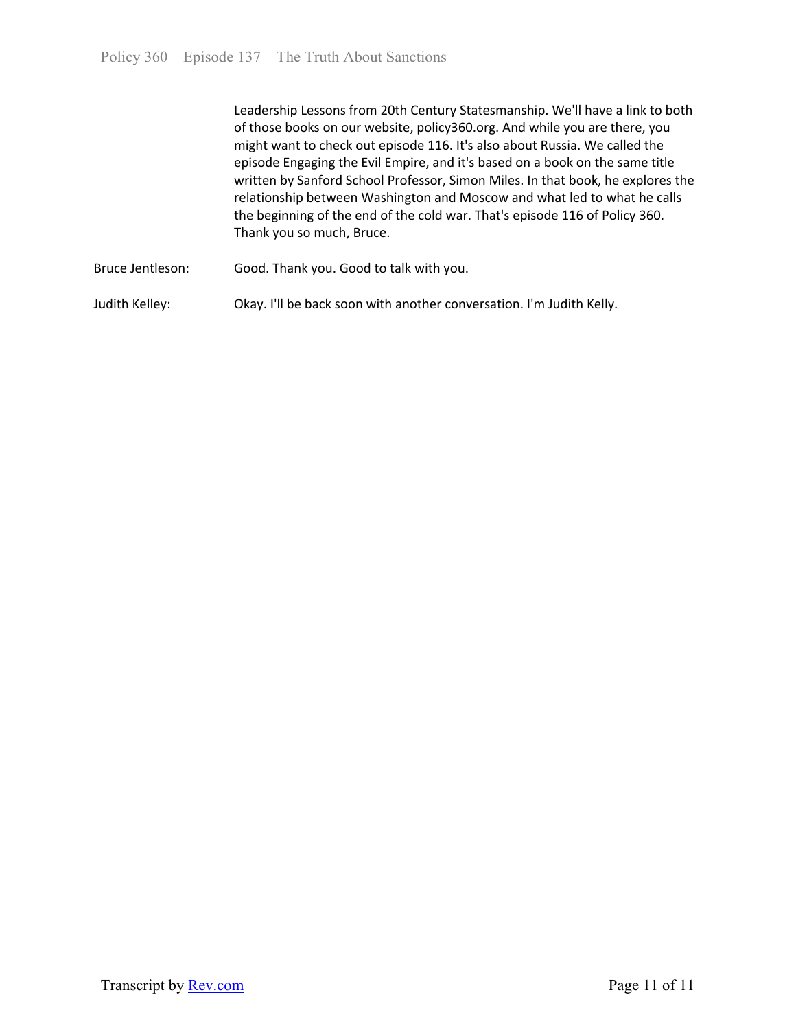Leadership Lessons from 20th Century Statesmanship. We'll have a link to both of those books on our website, policy360.org. And while you are there, you might want to check out episode 116. It's also about Russia. We called the episode Engaging the Evil Empire, and it's based on a book on the same title written by Sanford School Professor, Simon Miles. In that book, he explores the relationship between Washington and Moscow and what led to what he calls the beginning of the end of the cold war. That's episode 116 of Policy 360. Thank you so much, Bruce.

Bruce Jentleson: Good. Thank you. Good to talk with you.

Judith Kelley: Okay. I'll be back soon with another conversation. I'm Judith Kelly.